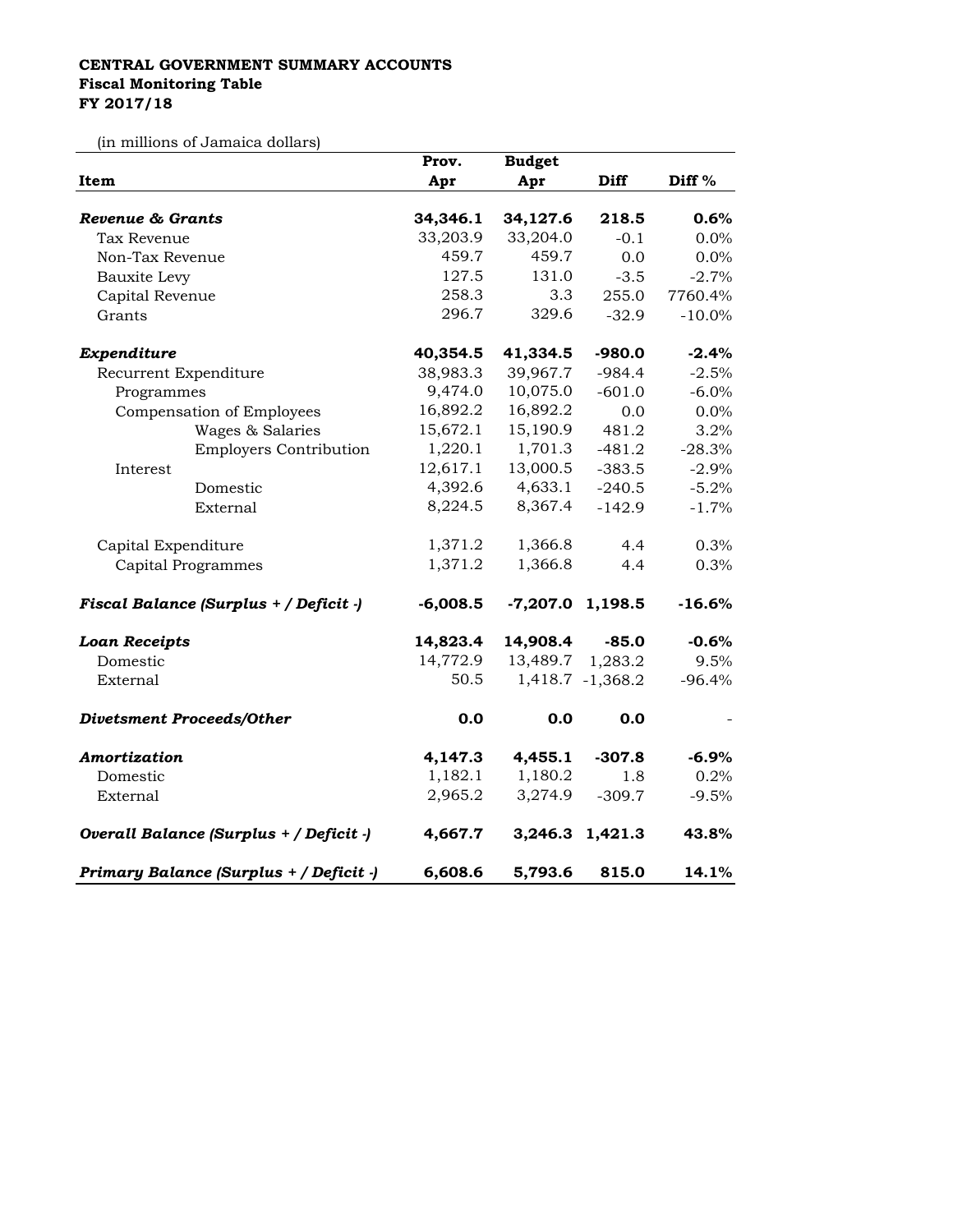**CENTRAL GOVERNMENT SUMMARY ACCOUNTS**
**Fiscal Monitoring Table**
**FY 2017/18**

(in millions of Jamaica dollars)

| Item | Prov. Apr | Budget Apr | Diff | Diff % |
|---|---|---|---|---|
| ***Revenue & Grants*** | **34,346.1** | **34,127.6** | **218.5** | **0.6%** |
| Tax Revenue | 33,203.9 | 33,204.0 | -0.1 | 0.0% |
| Non-Tax Revenue | 459.7 | 459.7 | 0.0 | 0.0% |
| Bauxite Levy | 127.5 | 131.0 | -3.5 | -2.7% |
| Capital Revenue | 258.3 | 3.3 | 255.0 | 7760.4% |
| Grants | 296.7 | 329.6 | -32.9 | -10.0% |
| ***Expenditure*** | **40,354.5** | **41,334.5** | **-980.0** | **-2.4%** |
| Recurrent Expenditure | 38,983.3 | 39,967.7 | -984.4 | -2.5% |
| Programmes | 9,474.0 | 10,075.0 | -601.0 | -6.0% |
| Compensation of Employees | 16,892.2 | 16,892.2 | 0.0 | 0.0% |
| Wages & Salaries | 15,672.1 | 15,190.9 | 481.2 | 3.2% |
| Employers Contribution | 1,220.1 | 1,701.3 | -481.2 | -28.3% |
| Interest | 12,617.1 | 13,000.5 | -383.5 | -2.9% |
| Domestic | 4,392.6 | 4,633.1 | -240.5 | -5.2% |
| External | 8,224.5 | 8,367.4 | -142.9 | -1.7% |
| Capital Expenditure | 1,371.2 | 1,366.8 | 4.4 | 0.3% |
| Capital Programmes | 1,371.2 | 1,366.8 | 4.4 | 0.3% |
| ***Fiscal Balance (Surplus + / Deficit -)*** | **-6,008.5** | **-7,207.0** | **1,198.5** | **-16.6%** |
| ***Loan Receipts*** | **14,823.4** | **14,908.4** | **-85.0** | **-0.6%** |
| Domestic | 14,772.9 | 13,489.7 | 1,283.2 | 9.5% |
| External | 50.5 | 1,418.7 | -1,368.2 | -96.4% |
| ***Divetsment Proceeds/Other*** | **0.0** | **0.0** | **0.0** | - |
| ***Amortization*** | **4,147.3** | **4,455.1** | **-307.8** | **-6.9%** |
| Domestic | 1,182.1 | 1,180.2 | 1.8 | 0.2% |
| External | 2,965.2 | 3,274.9 | -309.7 | -9.5% |
| ***Overall Balance (Surplus + / Deficit -)*** | **4,667.7** | **3,246.3** | **1,421.3** | **43.8%** |
| ***Primary Balance (Surplus + / Deficit -)*** | **6,608.6** | **5,793.6** | **815.0** | **14.1%** |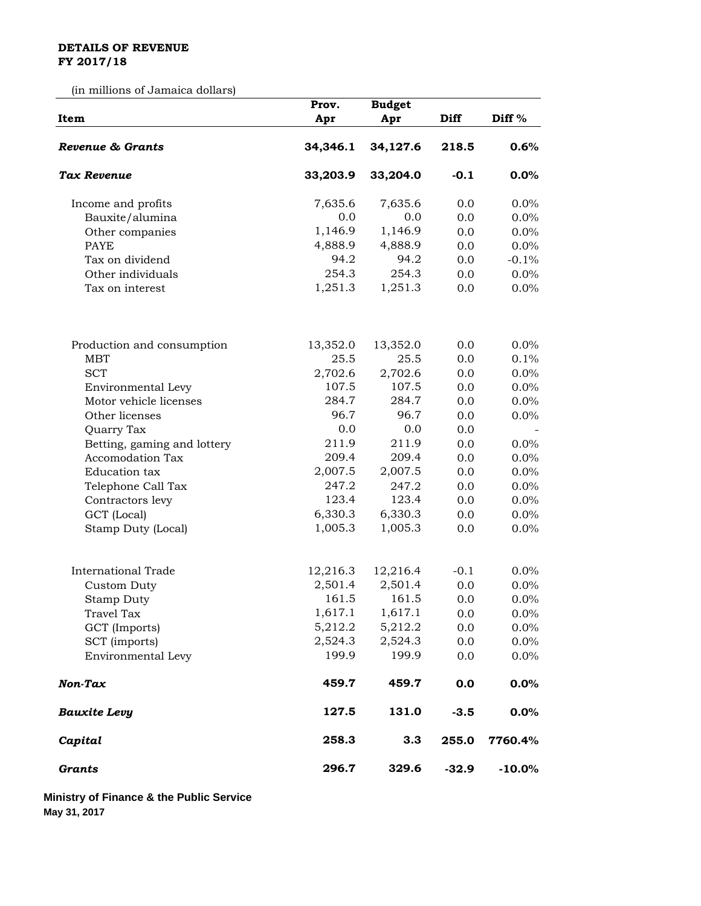**DETAILS OF REVENUE**
**FY 2017/18**

(in millions of Jamaica dollars)

| Item | Prov. Apr | Budget Apr | Diff | Diff % |
|---|---|---|---|---|
| ***Revenue & Grants*** | **34,346.1** | **34,127.6** | **218.5** | **0.6%** |
| ***Tax Revenue*** | **33,203.9** | **33,204.0** | **-0.1** | **0.0%** |
| Income and profits | 7,635.6 | 7,635.6 | 0.0 | 0.0% |
| Bauxite/alumina | 0.0 | 0.0 | 0.0 | 0.0% |
| Other companies | 1,146.9 | 1,146.9 | 0.0 | 0.0% |
| PAYE | 4,888.9 | 4,888.9 | 0.0 | 0.0% |
| Tax on dividend | 94.2 | 94.2 | 0.0 | -0.1% |
| Other individuals | 254.3 | 254.3 | 0.0 | 0.0% |
| Tax on interest | 1,251.3 | 1,251.3 | 0.0 | 0.0% |
| Production and consumption | 13,352.0 | 13,352.0 | 0.0 | 0.0% |
| MBT | 25.5 | 25.5 | 0.0 | 0.1% |
| SCT | 2,702.6 | 2,702.6 | 0.0 | 0.0% |
| Environmental Levy | 107.5 | 107.5 | 0.0 | 0.0% |
| Motor vehicle licenses | 284.7 | 284.7 | 0.0 | 0.0% |
| Other licenses | 96.7 | 96.7 | 0.0 | 0.0% |
| Quarry Tax | 0.0 | 0.0 | 0.0 | - |
| Betting, gaming and lottery | 211.9 | 211.9 | 0.0 | 0.0% |
| Accomodation Tax | 209.4 | 209.4 | 0.0 | 0.0% |
| Education tax | 2,007.5 | 2,007.5 | 0.0 | 0.0% |
| Telephone Call Tax | 247.2 | 247.2 | 0.0 | 0.0% |
| Contractors levy | 123.4 | 123.4 | 0.0 | 0.0% |
| GCT (Local) | 6,330.3 | 6,330.3 | 0.0 | 0.0% |
| Stamp Duty (Local) | 1,005.3 | 1,005.3 | 0.0 | 0.0% |
| International Trade | 12,216.3 | 12,216.4 | -0.1 | 0.0% |
| Custom Duty | 2,501.4 | 2,501.4 | 0.0 | 0.0% |
| Stamp Duty | 161.5 | 161.5 | 0.0 | 0.0% |
| Travel Tax | 1,617.1 | 1,617.1 | 0.0 | 0.0% |
| GCT (Imports) | 5,212.2 | 5,212.2 | 0.0 | 0.0% |
| SCT (imports) | 2,524.3 | 2,524.3 | 0.0 | 0.0% |
| Environmental Levy | 199.9 | 199.9 | 0.0 | 0.0% |
| ***Non-Tax*** | **459.7** | **459.7** | **0.0** | **0.0%** |
| ***Bauxite Levy*** | **127.5** | **131.0** | **-3.5** | **0.0%** |
| ***Capital*** | **258.3** | **3.3** | **255.0** | **7760.4%** |
| ***Grants*** | **296.7** | **329.6** | **-32.9** | **-10.0%** |

**Ministry of Finance & the Public Service**
**May 31, 2017**